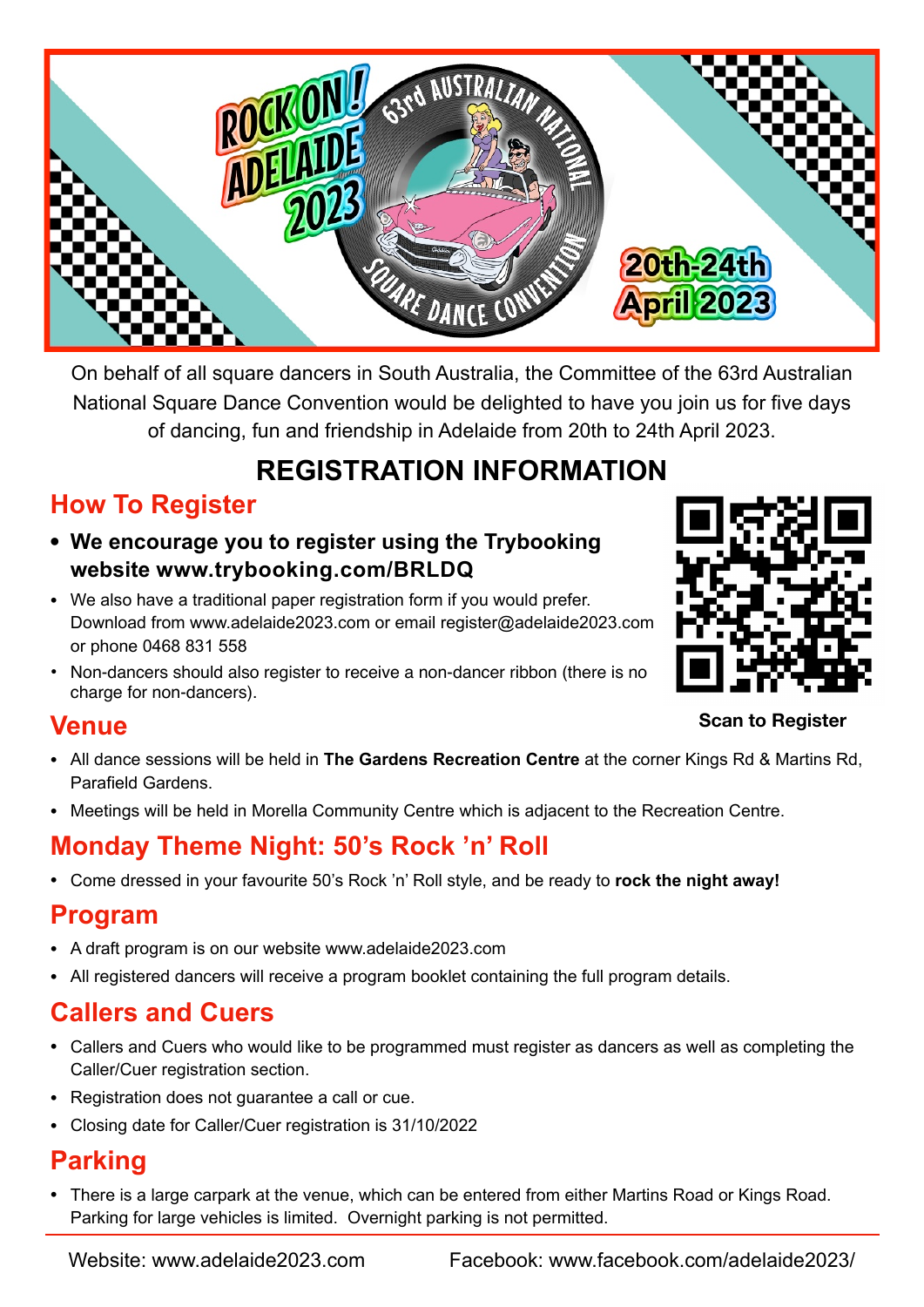ROCK ON! ADELAIDE 2023

63rd AUSTRALIAN NATIONAL SQUARE DANCE CONVENTION

20th-24th April 2023

On behalf of all square dancers in South Australia, the Committee of the 63rd Australian National Square Dance Convention would be delighted to have you join us for five days of dancing, fun and friendship in Adelaide from 20th to 24th April 2023.

# REGISTRATION INFORMATION

## How To Register

- **We encourage you to register using the Trybooking website www.trybooking.com/BRLDQ**
- We also have a traditional paper registration form if you would prefer. Download from www.adelaide2023.com or email register@adelaide2023.com or phone 0468 831 558
- Non-dancers should also register to receive a non-dancer ribbon (there is no charge for non-dancers).

**Scan to Register**

## Venue

- All dance sessions will be held in **The Gardens Recreation Centre** at the corner Kings Rd & Martins Rd, Parafield Gardens.
- Meetings will be held in Morella Community Centre which is adjacent to the Recreation Centre.

## Monday Theme Night: 50's Rock 'n' Roll

- Come dressed in your favourite 50's Rock 'n' Roll style, and be ready to **rock the night away!**

## Program

- A draft program is on our website www.adelaide2023.com
- All registered dancers will receive a program booklet containing the full program details.

## Callers and Cuers

- Callers and Cuers who would like to be programmed must register as dancers as well as completing the Caller/Cuer registration section.
- Registration does not guarantee a call or cue.
- Closing date for Caller/Cuer registration is 31/10/2022

## Parking

- There is a large carpark at the venue, which can be entered from either Martins Road or Kings Road. Parking for large vehicles is limited. Overnight parking is not permitted.

Website: www.adelaide2023.com    Facebook: www.facebook.com/adelaide2023/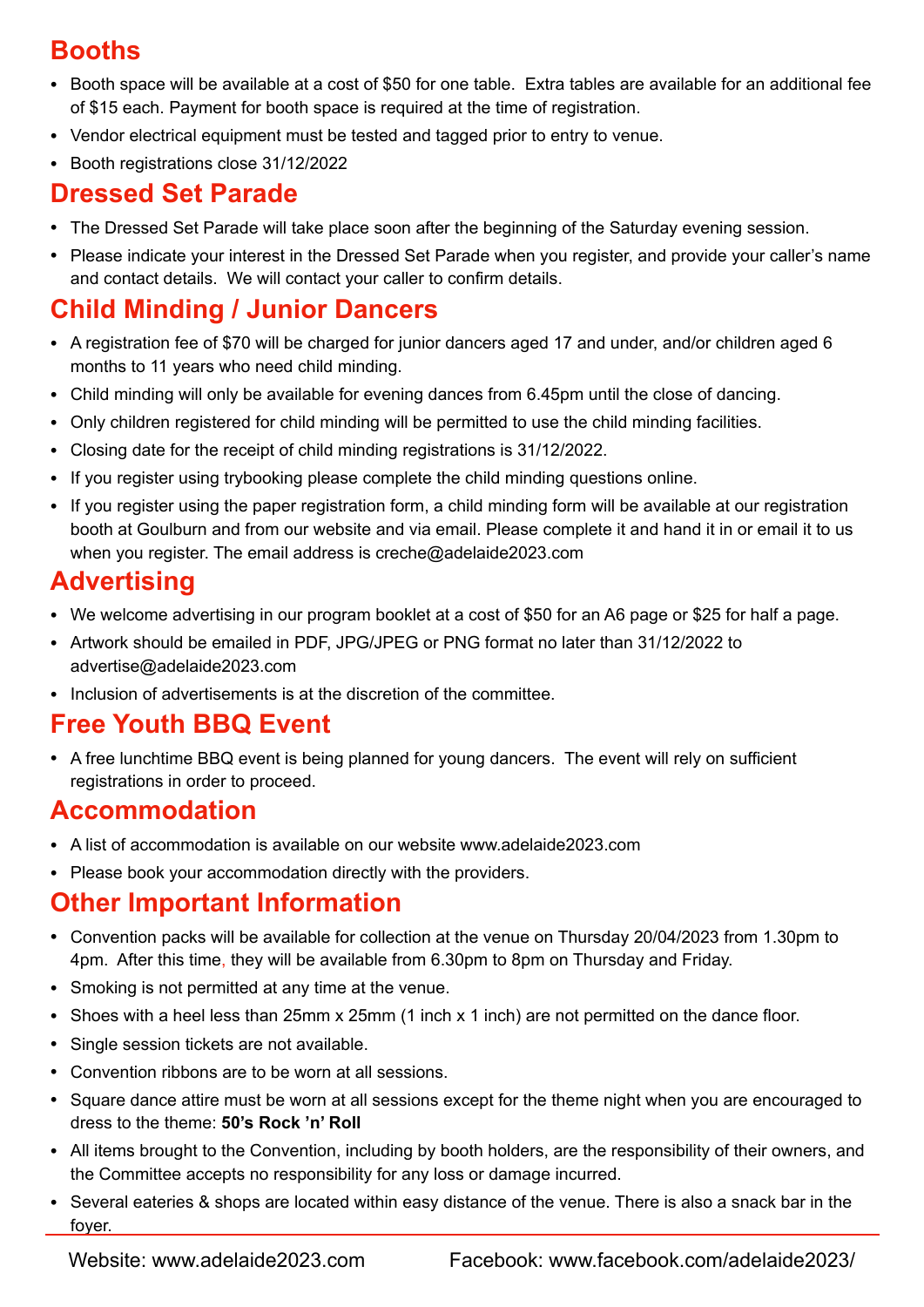## Booths

- Booth space will be available at a cost of $50 for one table. Extra tables are available for an additional fee of $15 each. Payment for booth space is required at the time of registration.
- Vendor electrical equipment must be tested and tagged prior to entry to venue.
- Booth registrations close 31/12/2022

## Dressed Set Parade

- The Dressed Set Parade will take place soon after the beginning of the Saturday evening session.
- Please indicate your interest in the Dressed Set Parade when you register, and provide your caller's name and contact details. We will contact your caller to confirm details.

## Child Minding / Junior Dancers

- A registration fee of $70 will be charged for junior dancers aged 17 and under, and/or children aged 6 months to 11 years who need child minding.
- Child minding will only be available for evening dances from 6.45pm until the close of dancing.
- Only children registered for child minding will be permitted to use the child minding facilities.
- Closing date for the receipt of child minding registrations is 31/12/2022.
- If you register using trybooking please complete the child minding questions online.
- If you register using the paper registration form, a child minding form will be available at our registration booth at Goulburn and from our website and via email. Please complete it and hand it in or email it to us when you register. The email address is creche@adelaide2023.com

## Advertising

- We welcome advertising in our program booklet at a cost of $50 for an A6 page or $25 for half a page.
- Artwork should be emailed in PDF, JPG/JPEG or PNG format no later than 31/12/2022 to advertise@adelaide2023.com
- Inclusion of advertisements is at the discretion of the committee.

## Free Youth BBQ Event

- A free lunchtime BBQ event is being planned for young dancers. The event will rely on sufficient registrations in order to proceed.

## Accommodation

- A list of accommodation is available on our website www.adelaide2023.com
- Please book your accommodation directly with the providers.

## Other Important Information

- Convention packs will be available for collection at the venue on Thursday 20/04/2023 from 1.30pm to 4pm. After this time, they will be available from 6.30pm to 8pm on Thursday and Friday.
- Smoking is not permitted at any time at the venue.
- Shoes with a heel less than 25mm x 25mm (1 inch x 1 inch) are not permitted on the dance floor.
- Single session tickets are not available.
- Convention ribbons are to be worn at all sessions.
- Square dance attire must be worn at all sessions except for the theme night when you are encouraged to dress to the theme: **50's Rock 'n' Roll**
- All items brought to the Convention, including by booth holders, are the responsibility of their owners, and the Committee accepts no responsibility for any loss or damage incurred.
- Several eateries & shops are located within easy distance of the venue. There is also a snack bar in the foyer.

Website: www.adelaide2023.com Facebook: www.facebook.com/adelaide2023/